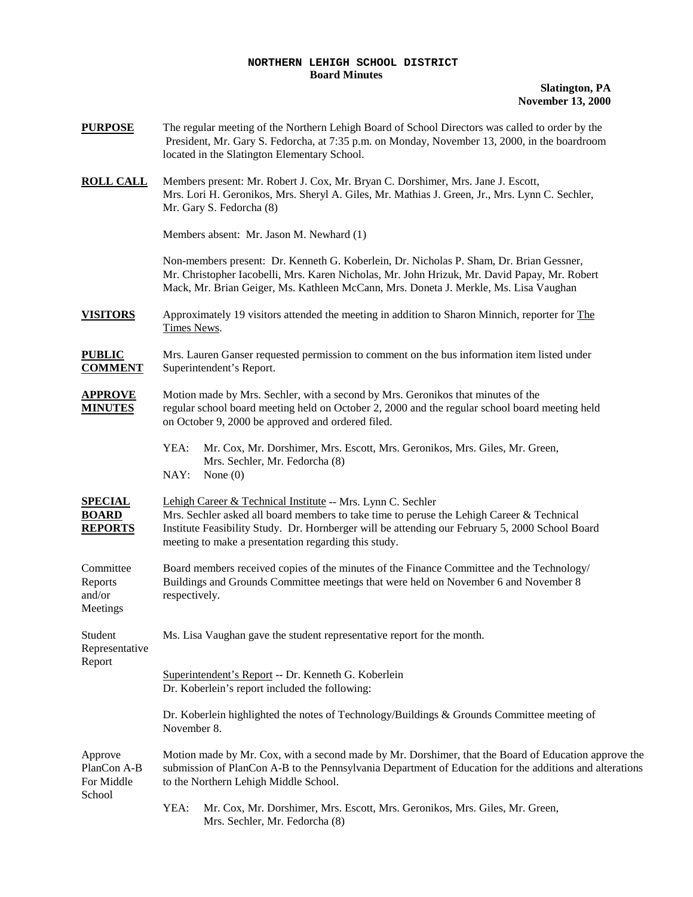**NORTHERN LEHIGH SCHOOL DISTRICT**
**Board Minutes**

**Slatington, PA**
**November 13, 2000**

**PURPOSE** The regular meeting of the Northern Lehigh Board of School Directors was called to order by the President, Mr. Gary S. Fedorcha, at 7:35 p.m. on Monday, November 13, 2000, in the boardroom located in the Slatington Elementary School.

**ROLL CALL** Members present: Mr. Robert J. Cox, Mr. Bryan C. Dorshimer, Mrs. Jane J. Escott, Mrs. Lori H. Geronikos, Mrs. Sheryl A. Giles, Mr. Mathias J. Green, Jr., Mrs. Lynn C. Sechler, Mr. Gary S. Fedorcha (8)

Members absent: Mr. Jason M. Newhard (1)

Non-members present: Dr. Kenneth G. Koberlein, Dr. Nicholas P. Sham, Dr. Brian Gessner, Mr. Christopher Iacobelli, Mrs. Karen Nicholas, Mr. John Hrizuk, Mr. David Papay, Mr. Robert Mack, Mr. Brian Geiger, Ms. Kathleen McCann, Mrs. Doneta J. Merkle, Ms. Lisa Vaughan

**VISITORS** Approximately 19 visitors attended the meeting in addition to Sharon Minnich, reporter for The Times News.

**PUBLIC COMMENT** Mrs. Lauren Ganser requested permission to comment on the bus information item listed under Superintendent's Report.

**APPROVE MINUTES** Motion made by Mrs. Sechler, with a second by Mrs. Geronikos that minutes of the regular school board meeting held on October 2, 2000 and the regular school board meeting held on October 9, 2000 be approved and ordered filed.

YEA: Mr. Cox, Mr. Dorshimer, Mrs. Escott, Mrs. Geronikos, Mrs. Giles, Mr. Green, Mrs. Sechler, Mr. Fedorcha (8)
NAY: None (0)

**SPECIAL BOARD REPORTS** Lehigh Career & Technical Institute -- Mrs. Lynn C. Sechler
Mrs. Sechler asked all board members to take time to peruse the Lehigh Career & Technical Institute Feasibility Study. Dr. Hornberger will be attending our February 5, 2000 School Board meeting to make a presentation regarding this study.

Committee Reports and/or Meetings — Board members received copies of the minutes of the Finance Committee and the Technology/ Buildings and Grounds Committee meetings that were held on November 6 and November 8 respectively.

Student Representative Report — Ms. Lisa Vaughan gave the student representative report for the month.

Superintendent's Report -- Dr. Kenneth G. Koberlein
Dr. Koberlein's report included the following:

Dr. Koberlein highlighted the notes of Technology/Buildings & Grounds Committee meeting of November 8.

Approve PlanCon A-B For Middle School — Motion made by Mr. Cox, with a second made by Mr. Dorshimer, that the Board of Education approve the submission of PlanCon A-B to the Pennsylvania Department of Education for the additions and alterations to the Northern Lehigh Middle School.

YEA: Mr. Cox, Mr. Dorshimer, Mrs. Escott, Mrs. Geronikos, Mrs. Giles, Mr. Green, Mrs. Sechler, Mr. Fedorcha (8)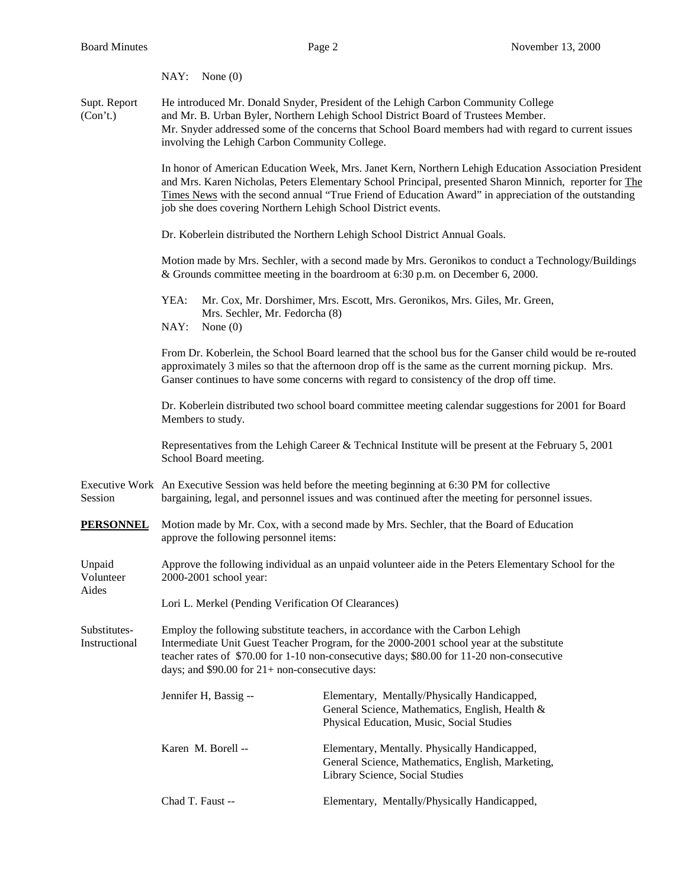NAY: None (0)

Supt. Report (Con't.)

He introduced Mr. Donald Snyder, President of the Lehigh Carbon Community College and Mr. B. Urban Byler, Northern Lehigh School District Board of Trustees Member. Mr. Snyder addressed some of the concerns that School Board members had with regard to current issues involving the Lehigh Carbon Community College.

In honor of American Education Week, Mrs. Janet Kern, Northern Lehigh Education Association President and Mrs. Karen Nicholas, Peters Elementary School Principal, presented Sharon Minnich, reporter for The Times News with the second annual "True Friend of Education Award" in appreciation of the outstanding job she does covering Northern Lehigh School District events.

Dr. Koberlein distributed the Northern Lehigh School District Annual Goals.

Motion made by Mrs. Sechler, with a second made by Mrs. Geronikos to conduct a Technology/Buildings & Grounds committee meeting in the boardroom at 6:30 p.m. on December 6, 2000.

YEA: Mr. Cox, Mr. Dorshimer, Mrs. Escott, Mrs. Geronikos, Mrs. Giles, Mr. Green, Mrs. Sechler, Mr. Fedorcha (8)
NAY: None (0)

From Dr. Koberlein, the School Board learned that the school bus for the Ganser child would be re-routed approximately 3 miles so that the afternoon drop off is the same as the current morning pickup. Mrs. Ganser continues to have some concerns with regard to consistency of the drop off time.

Dr. Koberlein distributed two school board committee meeting calendar suggestions for 2001 for Board Members to study.

Representatives from the Lehigh Career & Technical Institute will be present at the February 5, 2001 School Board meeting.

Executive Work Session

An Executive Session was held before the meeting beginning at 6:30 PM for collective bargaining, legal, and personnel issues and was continued after the meeting for personnel issues.

**PERSONNEL**

Motion made by Mr. Cox, with a second made by Mrs. Sechler, that the Board of Education approve the following personnel items:

Unpaid Volunteer Aides

Approve the following individual as an unpaid volunteer aide in the Peters Elementary School for the 2000-2001 school year:

Lori L. Merkel (Pending Verification Of Clearances)

Substitutes-Instructional

Employ the following substitute teachers, in accordance with the Carbon Lehigh Intermediate Unit Guest Teacher Program, for the 2000-2001 school year at the substitute teacher rates of $70.00 for 1-10 non-consecutive days; $80.00 for 11-20 non-consecutive days; and $90.00 for 21+ non-consecutive days:

| | |
|---|---|
| Jennifer H, Bassig -- | Elementary, Mentally/Physically Handicapped, General Science, Mathematics, English, Health & Physical Education, Music, Social Studies |
| Karen M. Borell -- | Elementary, Mentally. Physically Handicapped, General Science, Mathematics, English, Marketing, Library Science, Social Studies |
| Chad T. Faust -- | Elementary, Mentally/Physically Handicapped, |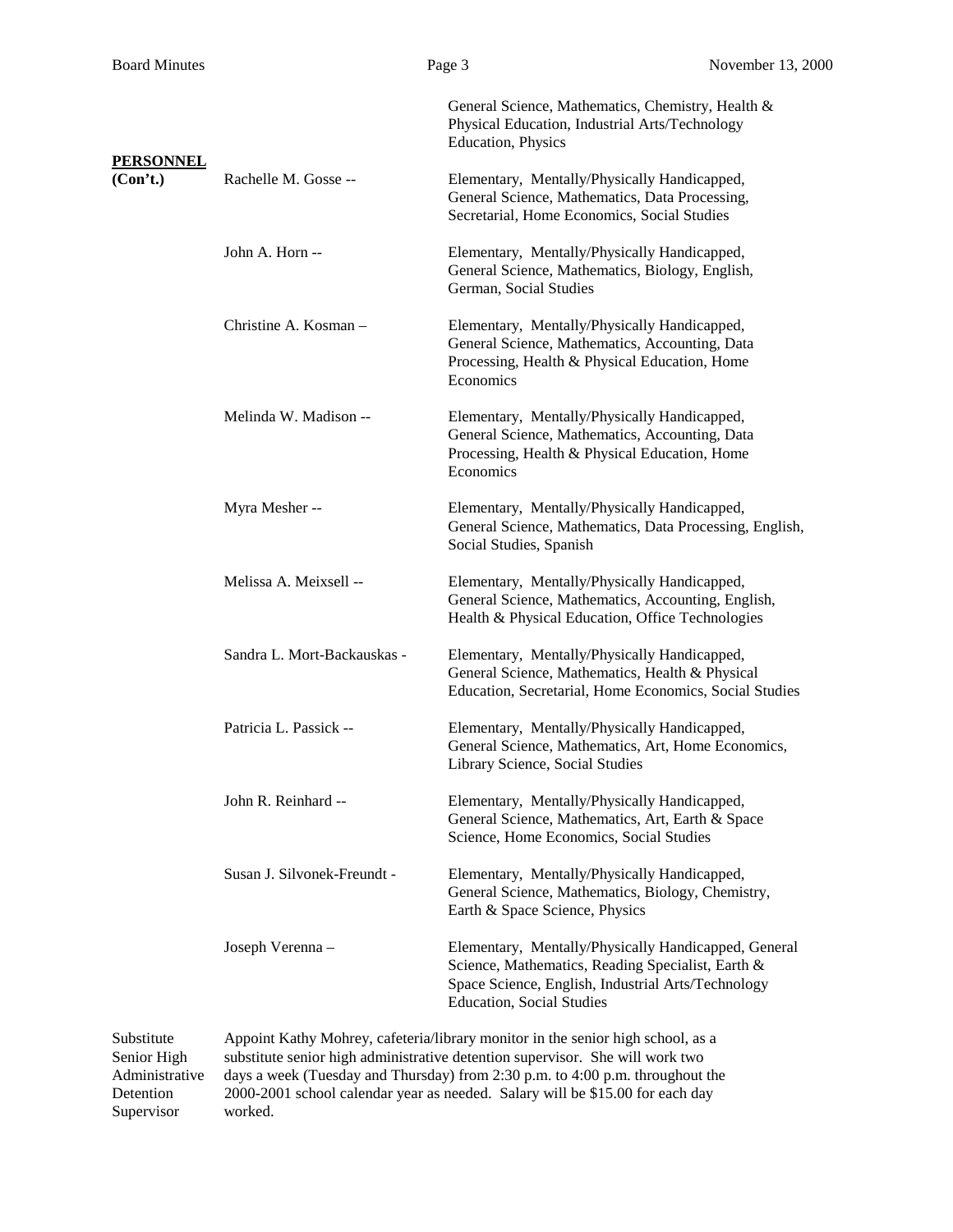General Science, Mathematics, Chemistry, Health & Physical Education, Industrial Arts/Technology Education, Physics

**PERSONNEL (Con't.)**

| | |
|---|---|
| Rachelle M. Gosse -- | Elementary, Mentally/Physically Handicapped, General Science, Mathematics, Data Processing, Secretarial, Home Economics, Social Studies |
| John A. Horn -- | Elementary, Mentally/Physically Handicapped, General Science, Mathematics, Biology, English, German, Social Studies |
| Christine A. Kosman – | Elementary, Mentally/Physically Handicapped, General Science, Mathematics, Accounting, Data Processing, Health & Physical Education, Home Economics |
| Melinda W. Madison -- | Elementary, Mentally/Physically Handicapped, General Science, Mathematics, Accounting, Data Processing, Health & Physical Education, Home Economics |
| Myra Mesher -- | Elementary, Mentally/Physically Handicapped, General Science, Mathematics, Data Processing, English, Social Studies, Spanish |
| Melissa A. Meixsell -- | Elementary, Mentally/Physically Handicapped, General Science, Mathematics, Accounting, English, Health & Physical Education, Office Technologies |
| Sandra L. Mort-Backauskas - | Elementary, Mentally/Physically Handicapped, General Science, Mathematics, Health & Physical Education, Secretarial, Home Economics, Social Studies |
| Patricia L. Passick -- | Elementary, Mentally/Physically Handicapped, General Science, Mathematics, Art, Home Economics, Library Science, Social Studies |
| John R. Reinhard -- | Elementary, Mentally/Physically Handicapped, General Science, Mathematics, Art, Earth & Space Science, Home Economics, Social Studies |
| Susan J. Silvonek-Freundt - | Elementary, Mentally/Physically Handicapped, General Science, Mathematics, Biology, Chemistry, Earth & Space Science, Physics |
| Joseph Verenna – | Elementary, Mentally/Physically Handicapped, General Science, Mathematics, Reading Specialist, Earth & Space Science, English, Industrial Arts/Technology Education, Social Studies |

Substitute Senior High Administrative Detention Supervisor

Appoint Kathy Mohrey, cafeteria/library monitor in the senior high school, as a substitute senior high administrative detention supervisor. She will work two days a week (Tuesday and Thursday) from 2:30 p.m. to 4:00 p.m. throughout the 2000-2001 school calendar year as needed. Salary will be $15.00 for each day worked.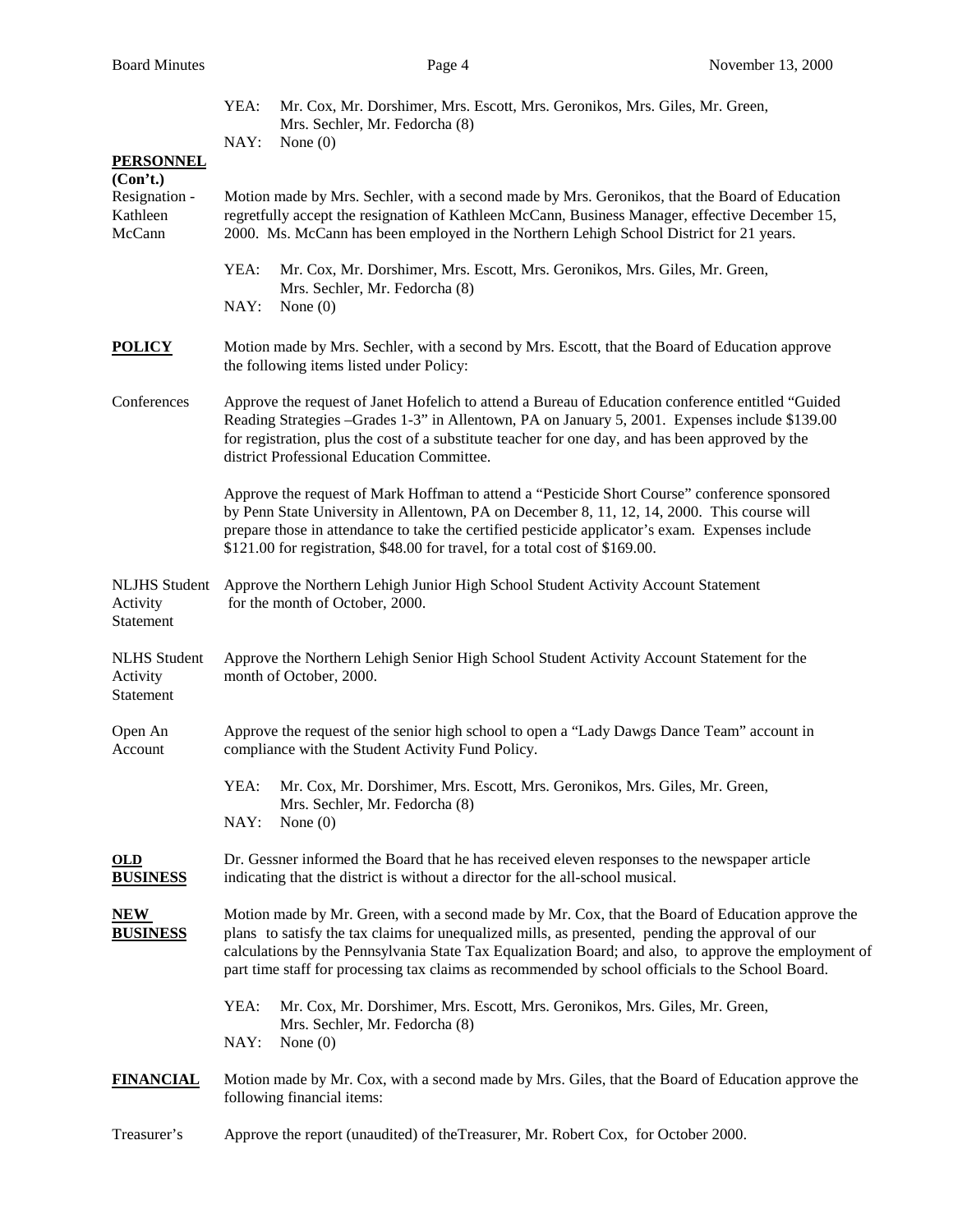YEA: Mr. Cox, Mr. Dorshimer, Mrs. Escott, Mrs. Geronikos, Mrs. Giles, Mr. Green, Mrs. Sechler, Mr. Fedorcha (8)
NAY: None (0)

**PERSONNEL (Con't.)**

Resignation - Kathleen McCann

Motion made by Mrs. Sechler, with a second made by Mrs. Geronikos, that the Board of Education regretfully accept the resignation of Kathleen McCann, Business Manager, effective December 15, 2000. Ms. McCann has been employed in the Northern Lehigh School District for 21 years.

YEA: Mr. Cox, Mr. Dorshimer, Mrs. Escott, Mrs. Geronikos, Mrs. Giles, Mr. Green, Mrs. Sechler, Mr. Fedorcha (8)
NAY: None (0)

**POLICY**

Motion made by Mrs. Sechler, with a second by Mrs. Escott, that the Board of Education approve the following items listed under Policy:

Conferences

Approve the request of Janet Hofelich to attend a Bureau of Education conference entitled "Guided Reading Strategies –Grades 1-3" in Allentown, PA on January 5, 2001. Expenses include $139.00 for registration, plus the cost of a substitute teacher for one day, and has been approved by the district Professional Education Committee.

Approve the request of Mark Hoffman to attend a "Pesticide Short Course" conference sponsored by Penn State University in Allentown, PA on December 8, 11, 12, 14, 2000. This course will prepare those in attendance to take the certified pesticide applicator's exam. Expenses include $121.00 for registration, $48.00 for travel, for a total cost of $169.00.

NLJHS Student Activity Statement

Approve the Northern Lehigh Junior High School Student Activity Account Statement for the month of October, 2000.

NLHS Student Activity Statement

Approve the Northern Lehigh Senior High School Student Activity Account Statement for the month of October, 2000.

Open An Account

Approve the request of the senior high school to open a "Lady Dawgs Dance Team" account in compliance with the Student Activity Fund Policy.

YEA: Mr. Cox, Mr. Dorshimer, Mrs. Escott, Mrs. Geronikos, Mrs. Giles, Mr. Green, Mrs. Sechler, Mr. Fedorcha (8)
NAY: None (0)

**OLD BUSINESS**

Dr. Gessner informed the Board that he has received eleven responses to the newspaper article indicating that the district is without a director for the all-school musical.

**NEW BUSINESS**

Motion made by Mr. Green, with a second made by Mr. Cox, that the Board of Education approve the plans to satisfy the tax claims for unequalized mills, as presented, pending the approval of our calculations by the Pennsylvania State Tax Equalization Board; and also, to approve the employment of part time staff for processing tax claims as recommended by school officials to the School Board.

YEA: Mr. Cox, Mr. Dorshimer, Mrs. Escott, Mrs. Geronikos, Mrs. Giles, Mr. Green, Mrs. Sechler, Mr. Fedorcha (8)
NAY: None (0)

**FINANCIAL**

Motion made by Mr. Cox, with a second made by Mrs. Giles, that the Board of Education approve the following financial items:

Treasurer's

Approve the report (unaudited) of theTreasurer, Mr. Robert Cox, for October 2000.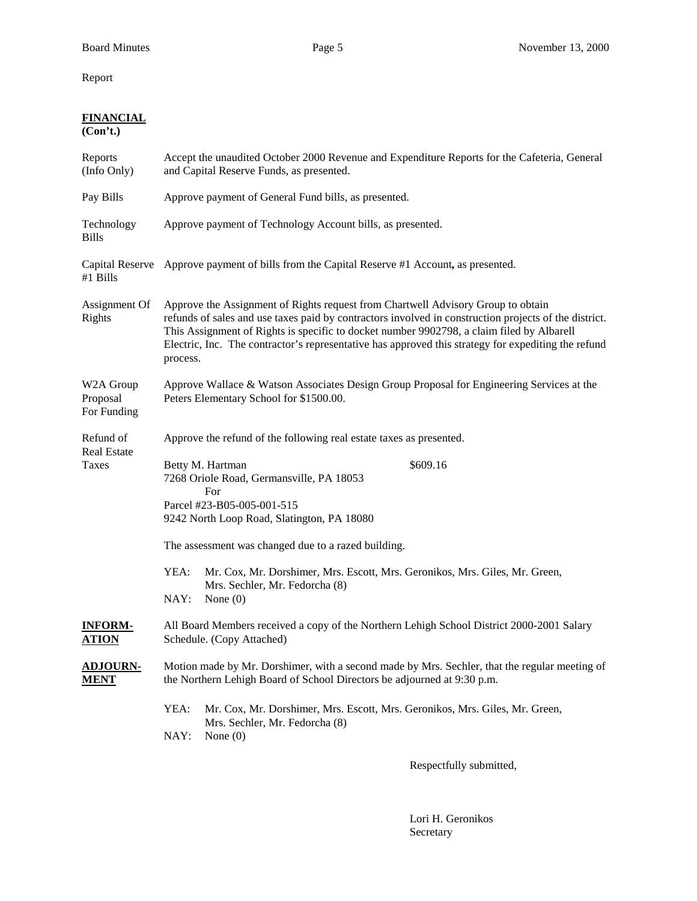Report

**FINANCIAL**
**(Con't.)**

| | |
|---|---|
| Reports (Info Only) | Accept the unaudited October 2000 Revenue and Expenditure Reports for the Cafeteria, General and Capital Reserve Funds, as presented. |
| Pay Bills | Approve payment of General Fund bills, as presented. |
| Technology Bills | Approve payment of Technology Account bills, as presented. |
| Capital Reserve #1 Bills | Approve payment of bills from the Capital Reserve #1 Account**,** as presented. |
| Assignment Of Rights | Approve the Assignment of Rights request from Chartwell Advisory Group to obtain refunds of sales and use taxes paid by contractors involved in construction projects of the district. This Assignment of Rights is specific to docket number 9902798, a claim filed by Albarell Electric, Inc. The contractor's representative has approved this strategy for expediting the refund process. |
| W2A Group Proposal For Funding | Approve Wallace & Watson Associates Design Group Proposal for Engineering Services at the Peters Elementary School for $1500.00. |
| Refund of Real Estate Taxes | Approve the refund of the following real estate taxes as presented. |

Betty M. Hartman — $609.16
7268 Oriole Road, Germansville, PA 18053
For
Parcel #23-B05-005-001-515
9242 North Loop Road, Slatington, PA 18080

The assessment was changed due to a razed building.

YEA: Mr. Cox, Mr. Dorshimer, Mrs. Escott, Mrs. Geronikos, Mrs. Giles, Mr. Green, Mrs. Sechler, Mr. Fedorcha (8)
NAY: None (0)

**INFORMATION**

All Board Members received a copy of the Northern Lehigh School District 2000-2001 Salary Schedule. (Copy Attached)

**ADJOURNMENT**

Motion made by Mr. Dorshimer, with a second made by Mrs. Sechler, that the regular meeting of the Northern Lehigh Board of School Directors be adjourned at 9:30 p.m.

YEA: Mr. Cox, Mr. Dorshimer, Mrs. Escott, Mrs. Geronikos, Mrs. Giles, Mr. Green, Mrs. Sechler, Mr. Fedorcha (8)
NAY: None (0)

Respectfully submitted,

Lori H. Geronikos
Secretary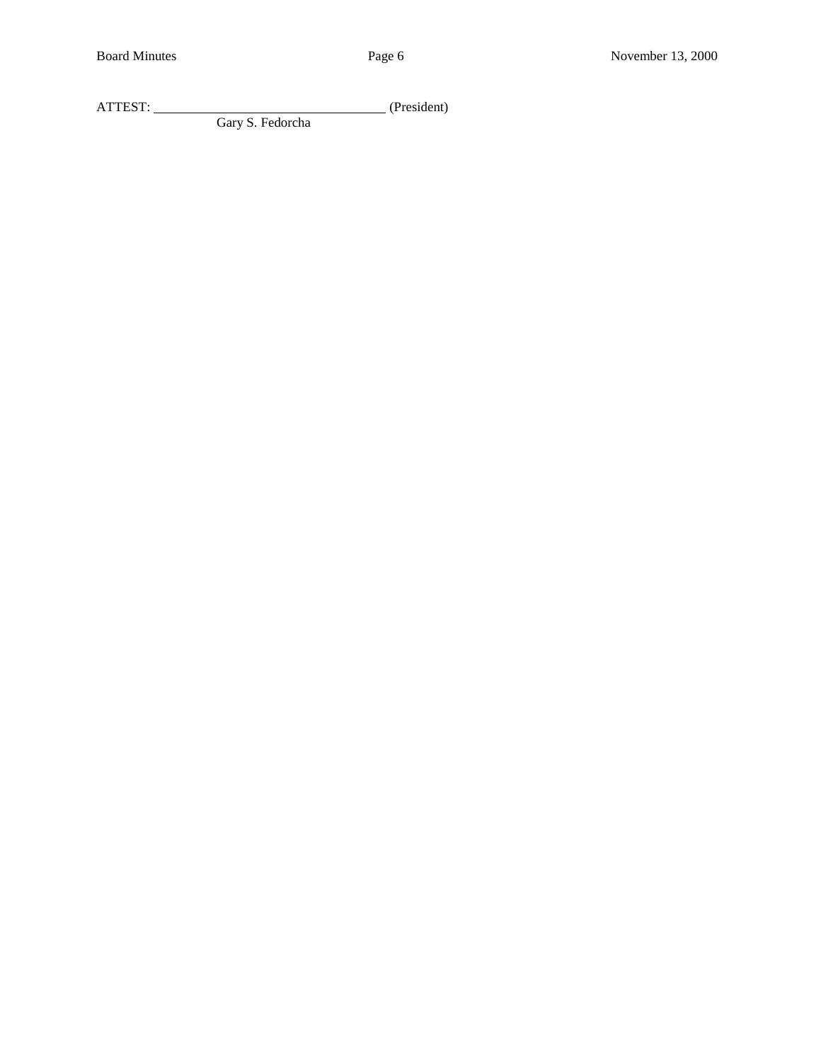ATTEST: ________________________________ (President)
Gary S. Fedorcha